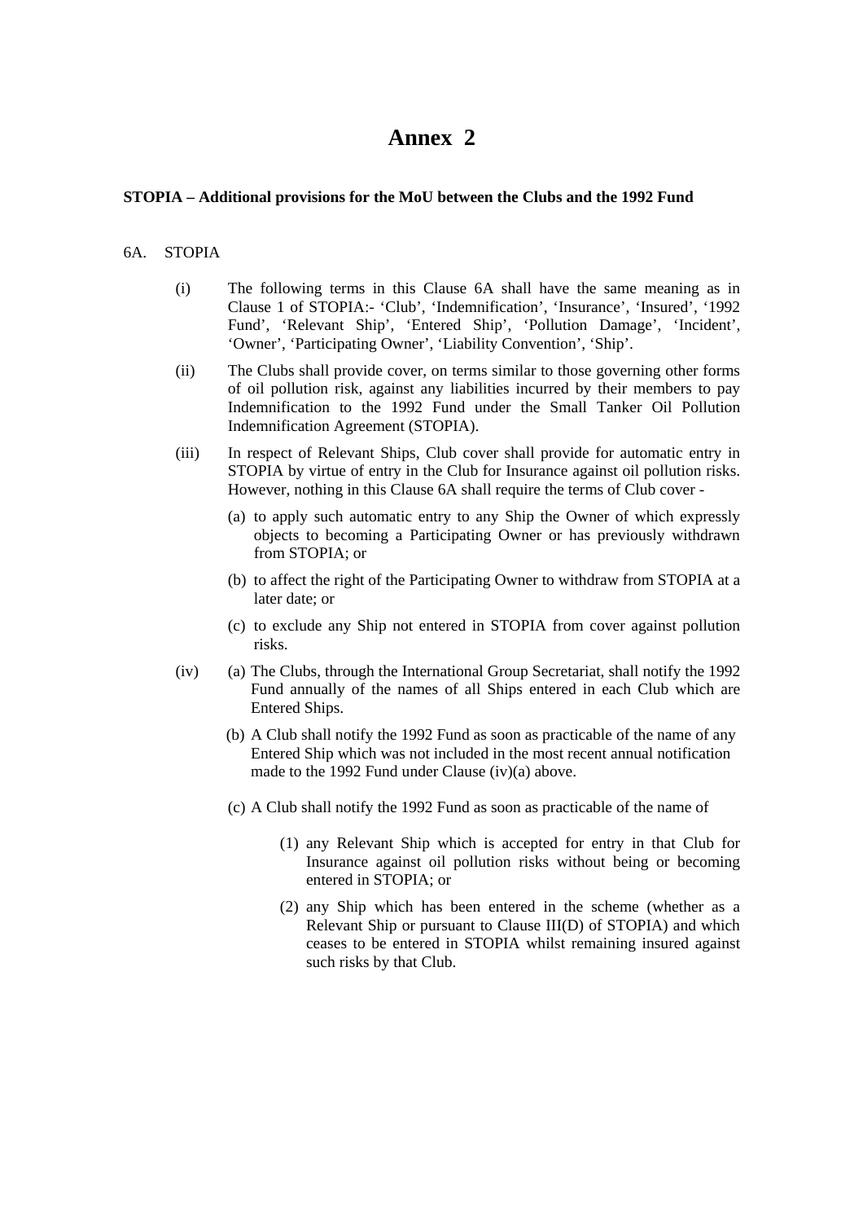# Annex 2

**STOPIA – Additional provisions for the MoU between the Clubs and the 1992 Fund**

6A. STOPIA

(i) The following terms in this Clause 6A shall have the same meaning as in Clause 1 of STOPIA:- 'Club', 'Indemnification', 'Insurance', 'Insured', '1992 Fund', 'Relevant Ship', 'Entered Ship', 'Pollution Damage', 'Incident', 'Owner', 'Participating Owner', 'Liability Convention', 'Ship'.

(ii) The Clubs shall provide cover, on terms similar to those governing other forms of oil pollution risk, against any liabilities incurred by their members to pay Indemnification to the 1992 Fund under the Small Tanker Oil Pollution Indemnification Agreement (STOPIA).

(iii) In respect of Relevant Ships, Club cover shall provide for automatic entry in STOPIA by virtue of entry in the Club for Insurance against oil pollution risks. However, nothing in this Clause 6A shall require the terms of Club cover -

- (a) to apply such automatic entry to any Ship the Owner of which expressly objects to becoming a Participating Owner or has previously withdrawn from STOPIA; or
- (b) to affect the right of the Participating Owner to withdraw from STOPIA at a later date; or
- (c) to exclude any Ship not entered in STOPIA from cover against pollution risks.

(iv) (a) The Clubs, through the International Group Secretariat, shall notify the 1992 Fund annually of the names of all Ships entered in each Club which are Entered Ships.

(b) A Club shall notify the 1992 Fund as soon as practicable of the name of any Entered Ship which was not included in the most recent annual notification made to the 1992 Fund under Clause (iv)(a) above.

(c) A Club shall notify the 1992 Fund as soon as practicable of the name of

- (1) any Relevant Ship which is accepted for entry in that Club for Insurance against oil pollution risks without being or becoming entered in STOPIA; or
- (2) any Ship which has been entered in the scheme (whether as a Relevant Ship or pursuant to Clause III(D) of STOPIA) and which ceases to be entered in STOPIA whilst remaining insured against such risks by that Club.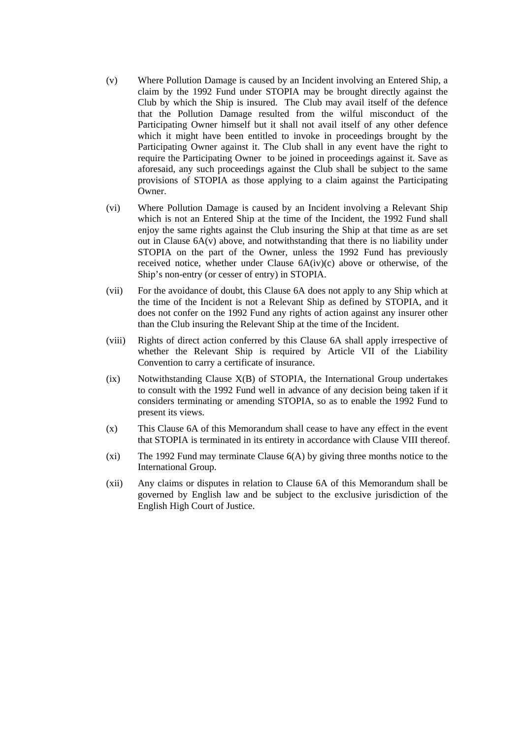(v) Where Pollution Damage is caused by an Incident involving an Entered Ship, a claim by the 1992 Fund under STOPIA may be brought directly against the Club by which the Ship is insured. The Club may avail itself of the defence that the Pollution Damage resulted from the wilful misconduct of the Participating Owner himself but it shall not avail itself of any other defence which it might have been entitled to invoke in proceedings brought by the Participating Owner against it. The Club shall in any event have the right to require the Participating Owner to be joined in proceedings against it. Save as aforesaid, any such proceedings against the Club shall be subject to the same provisions of STOPIA as those applying to a claim against the Participating Owner.

(vi) Where Pollution Damage is caused by an Incident involving a Relevant Ship which is not an Entered Ship at the time of the Incident, the 1992 Fund shall enjoy the same rights against the Club insuring the Ship at that time as are set out in Clause 6A(v) above, and notwithstanding that there is no liability under STOPIA on the part of the Owner, unless the 1992 Fund has previously received notice, whether under Clause 6A(iv)(c) above or otherwise, of the Ship's non-entry (or cesser of entry) in STOPIA.

(vii) For the avoidance of doubt, this Clause 6A does not apply to any Ship which at the time of the Incident is not a Relevant Ship as defined by STOPIA, and it does not confer on the 1992 Fund any rights of action against any insurer other than the Club insuring the Relevant Ship at the time of the Incident.

(viii) Rights of direct action conferred by this Clause 6A shall apply irrespective of whether the Relevant Ship is required by Article VII of the Liability Convention to carry a certificate of insurance.

(ix) Notwithstanding Clause X(B) of STOPIA, the International Group undertakes to consult with the 1992 Fund well in advance of any decision being taken if it considers terminating or amending STOPIA, so as to enable the 1992 Fund to present its views.

(x) This Clause 6A of this Memorandum shall cease to have any effect in the event that STOPIA is terminated in its entirety in accordance with Clause VIII thereof.

(xi) The 1992 Fund may terminate Clause 6(A) by giving three months notice to the International Group.

(xii) Any claims or disputes in relation to Clause 6A of this Memorandum shall be governed by English law and be subject to the exclusive jurisdiction of the English High Court of Justice.